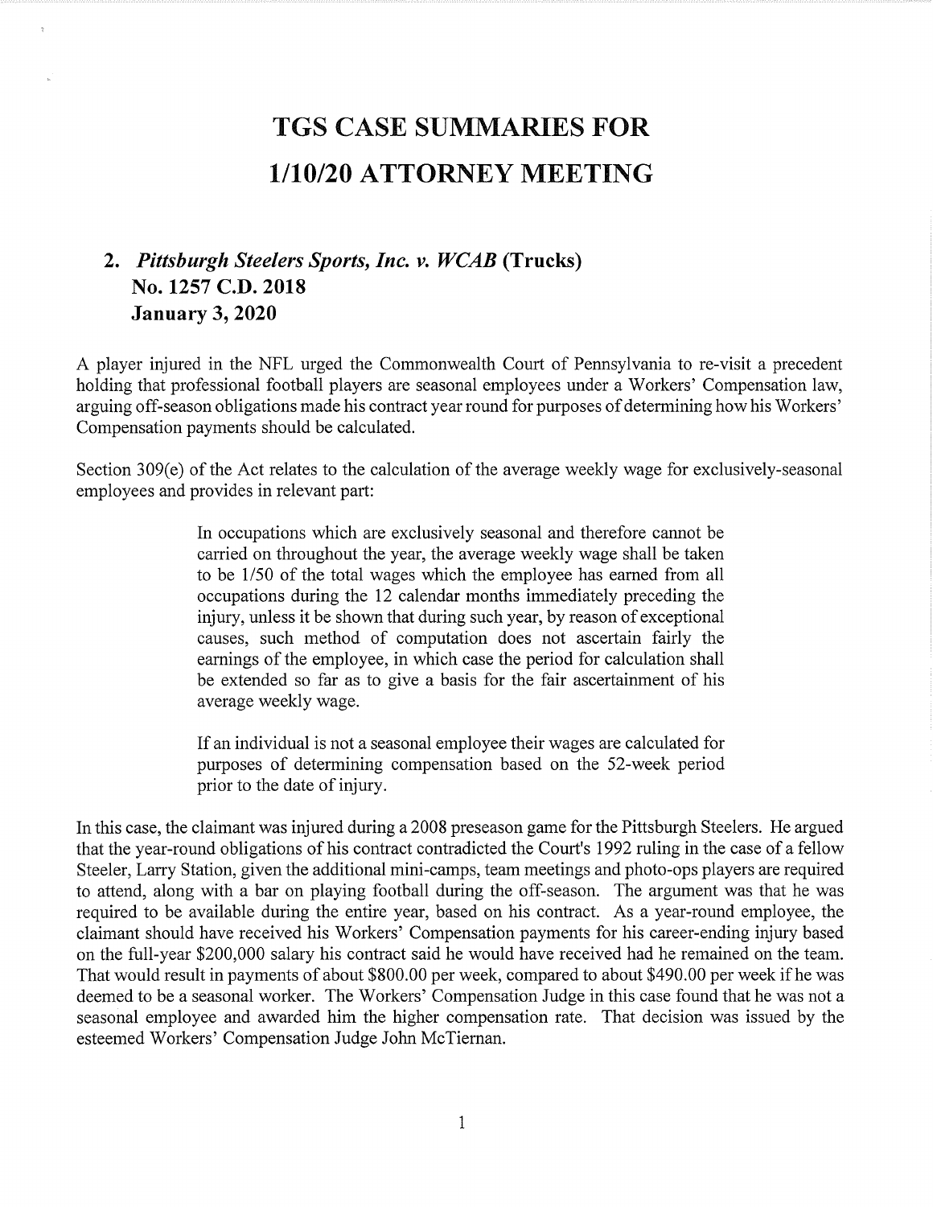# TGS CASE SUMMARIES FOR 1/10/20 ATTORNEY MEETING

## 2. *Pittsburgh Steelers Sports, Inc. v. WCAB* (Trucks)
## No. 1257 C.D. 2018
## January 3, 2020

A player injured in the NFL urged the Commonwealth Court of Pennsylvania to re-visit a precedent holding that professional football players are seasonal employees under a Workers' Compensation law, arguing off-season obligations made his contract year round for purposes of determining how his Workers' Compensation payments should be calculated.

Section 309(e) of the Act relates to the calculation of the average weekly wage for exclusively-seasonal employees and provides in relevant part:

> In occupations which are exclusively seasonal and therefore cannot be carried on throughout the year, the average weekly wage shall be taken to be 1/50 of the total wages which the employee has earned from all occupations during the 12 calendar months immediately preceding the injury, unless it be shown that during such year, by reason of exceptional causes, such method of computation does not ascertain fairly the earnings of the employee, in which case the period for calculation shall be extended so far as to give a basis for the fair ascertainment of his average weekly wage.
>
> If an individual is not a seasonal employee their wages are calculated for purposes of determining compensation based on the 52-week period prior to the date of injury.

In this case, the claimant was injured during a 2008 preseason game for the Pittsburgh Steelers. He argued that the year-round obligations of his contract contradicted the Court's 1992 ruling in the case of a fellow Steeler, Larry Station, given the additional mini-camps, team meetings and photo-ops players are required to attend, along with a bar on playing football during the off-season. The argument was that he was required to be available during the entire year, based on his contract. As a year-round employee, the claimant should have received his Workers' Compensation payments for his career-ending injury based on the full-year $200,000 salary his contract said he would have received had he remained on the team. That would result in payments of about $800.00 per week, compared to about $490.00 per week if he was deemed to be a seasonal worker. The Workers' Compensation Judge in this case found that he was not a seasonal employee and awarded him the higher compensation rate. That decision was issued by the esteemed Workers' Compensation Judge John McTiernan.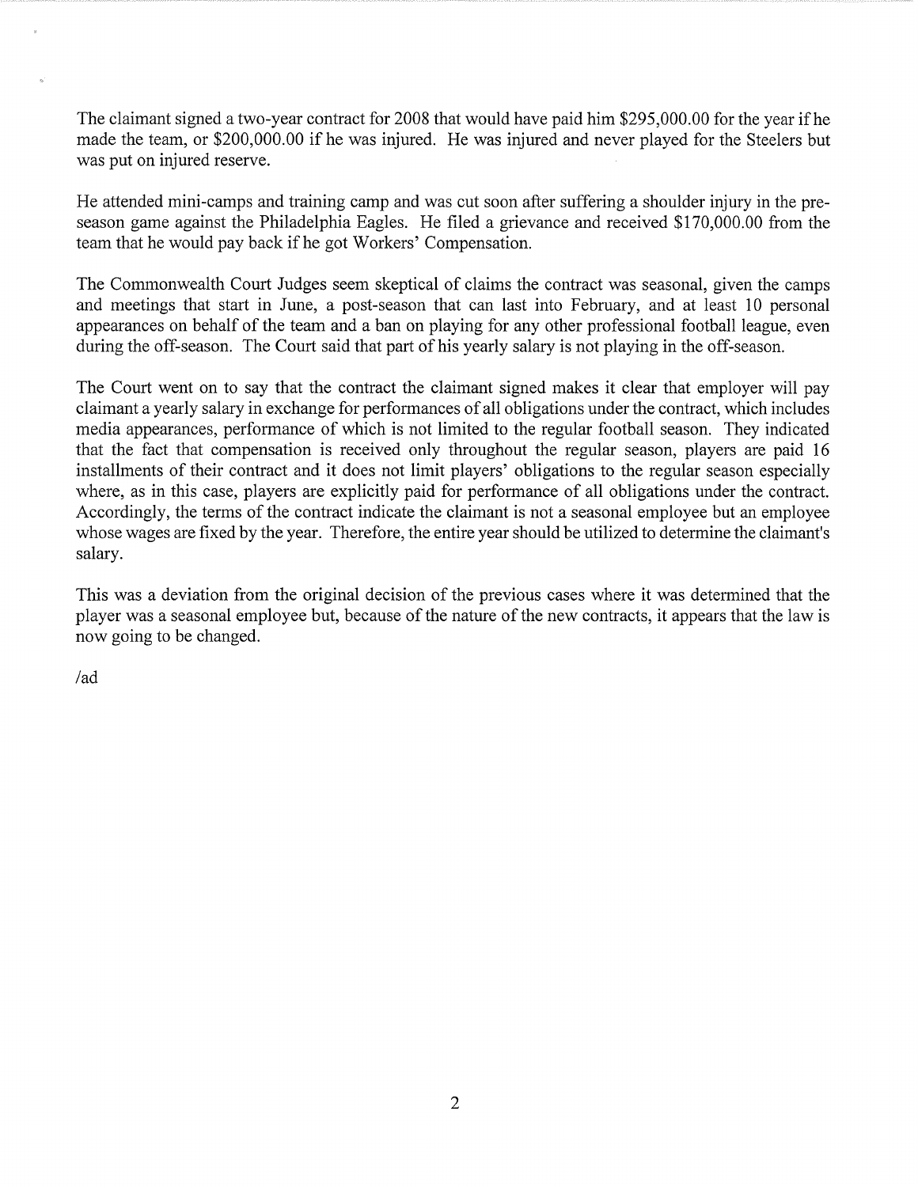The claimant signed a two-year contract for 2008 that would have paid him $295,000.00 for the year if he made the team, or $200,000.00 if he was injured. He was injured and never played for the Steelers but was put on injured reserve.

He attended mini-camps and training camp and was cut soon after suffering a shoulder injury in the pre-season game against the Philadelphia Eagles. He filed a grievance and received $170,000.00 from the team that he would pay back if he got Workers' Compensation.

The Commonwealth Court Judges seem skeptical of claims the contract was seasonal, given the camps and meetings that start in June, a post-season that can last into February, and at least 10 personal appearances on behalf of the team and a ban on playing for any other professional football league, even during the off-season. The Court said that part of his yearly salary is not playing in the off-season.

The Court went on to say that the contract the claimant signed makes it clear that employer will pay claimant a yearly salary in exchange for performances of all obligations under the contract, which includes media appearances, performance of which is not limited to the regular football season. They indicated that the fact that compensation is received only throughout the regular season, players are paid 16 installments of their contract and it does not limit players' obligations to the regular season especially where, as in this case, players are explicitly paid for performance of all obligations under the contract. Accordingly, the terms of the contract indicate the claimant is not a seasonal employee but an employee whose wages are fixed by the year. Therefore, the entire year should be utilized to determine the claimant's salary.

This was a deviation from the original decision of the previous cases where it was determined that the player was a seasonal employee but, because of the nature of the new contracts, it appears that the law is now going to be changed.

/ad